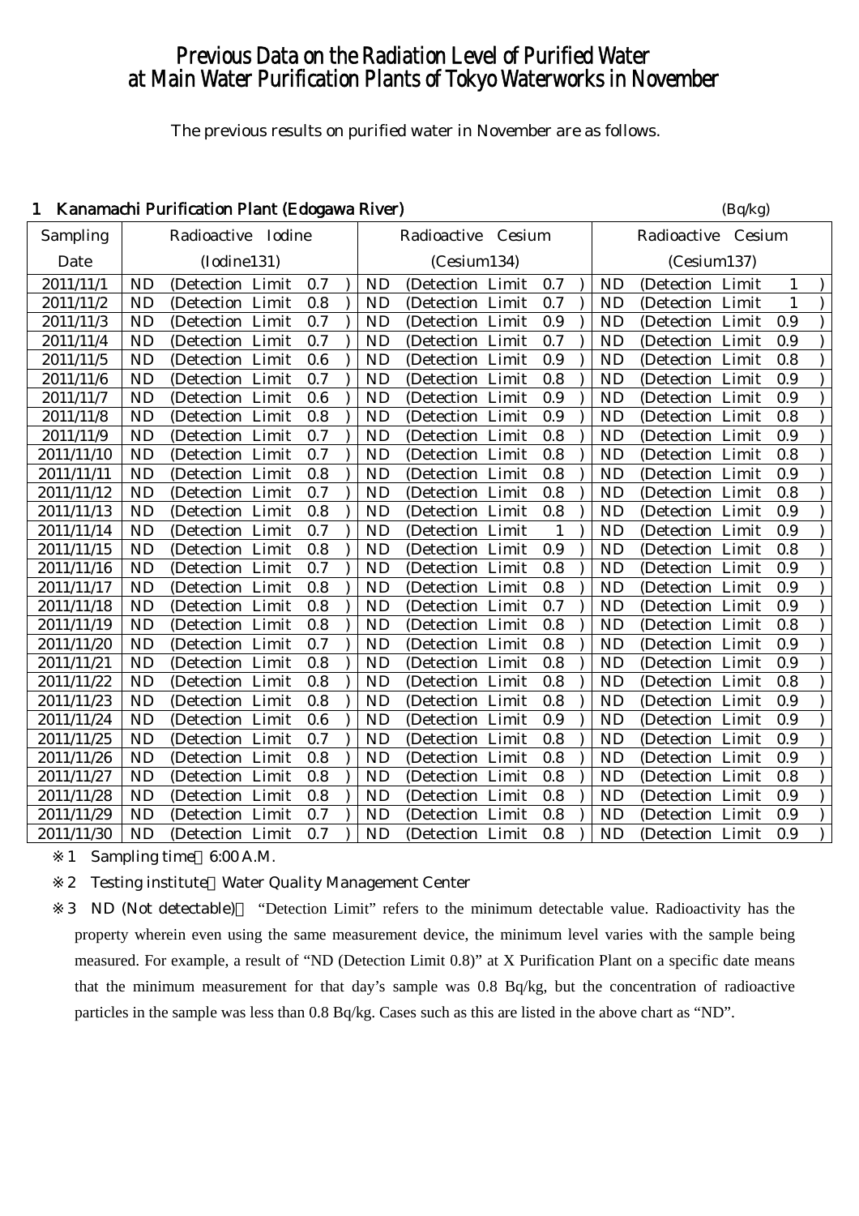# Previous Data on the Radiation Level of Purified Water at Main Water Purification Plants of Tokyo Waterworks in November

The previous results on purified water in November are as follows.

## 1 Kanamachi Purification Plant (Edogawa River)

(Bq/kg)

| Sampling Date | Radioactive Iodine (Iodine131) | Radioactive Cesium (Cesium134) | Radioactive Cesium (Cesium137) |
|---|---|---|---|
| 2011/11/1 | ND (Detection Limit 0.7) | ND (Detection Limit 0.7) | ND (Detection Limit 1) |
| 2011/11/2 | ND (Detection Limit 0.8) | ND (Detection Limit 0.7) | ND (Detection Limit 1) |
| 2011/11/3 | ND (Detection Limit 0.7) | ND (Detection Limit 0.9) | ND (Detection Limit 0.9) |
| 2011/11/4 | ND (Detection Limit 0.7) | ND (Detection Limit 0.7) | ND (Detection Limit 0.9) |
| 2011/11/5 | ND (Detection Limit 0.6) | ND (Detection Limit 0.9) | ND (Detection Limit 0.8) |
| 2011/11/6 | ND (Detection Limit 0.7) | ND (Detection Limit 0.8) | ND (Detection Limit 0.9) |
| 2011/11/7 | ND (Detection Limit 0.6) | ND (Detection Limit 0.9) | ND (Detection Limit 0.9) |
| 2011/11/8 | ND (Detection Limit 0.8) | ND (Detection Limit 0.9) | ND (Detection Limit 0.8) |
| 2011/11/9 | ND (Detection Limit 0.7) | ND (Detection Limit 0.8) | ND (Detection Limit 0.9) |
| 2011/11/10 | ND (Detection Limit 0.7) | ND (Detection Limit 0.8) | ND (Detection Limit 0.8) |
| 2011/11/11 | ND (Detection Limit 0.8) | ND (Detection Limit 0.8) | ND (Detection Limit 0.9) |
| 2011/11/12 | ND (Detection Limit 0.7) | ND (Detection Limit 0.8) | ND (Detection Limit 0.8) |
| 2011/11/13 | ND (Detection Limit 0.8) | ND (Detection Limit 0.8) | ND (Detection Limit 0.9) |
| 2011/11/14 | ND (Detection Limit 0.7) | ND (Detection Limit 1) | ND (Detection Limit 0.9) |
| 2011/11/15 | ND (Detection Limit 0.8) | ND (Detection Limit 0.9) | ND (Detection Limit 0.8) |
| 2011/11/16 | ND (Detection Limit 0.7) | ND (Detection Limit 0.8) | ND (Detection Limit 0.9) |
| 2011/11/17 | ND (Detection Limit 0.8) | ND (Detection Limit 0.8) | ND (Detection Limit 0.9) |
| 2011/11/18 | ND (Detection Limit 0.8) | ND (Detection Limit 0.7) | ND (Detection Limit 0.9) |
| 2011/11/19 | ND (Detection Limit 0.8) | ND (Detection Limit 0.8) | ND (Detection Limit 0.8) |
| 2011/11/20 | ND (Detection Limit 0.7) | ND (Detection Limit 0.8) | ND (Detection Limit 0.9) |
| 2011/11/21 | ND (Detection Limit 0.8) | ND (Detection Limit 0.8) | ND (Detection Limit 0.9) |
| 2011/11/22 | ND (Detection Limit 0.8) | ND (Detection Limit 0.8) | ND (Detection Limit 0.8) |
| 2011/11/23 | ND (Detection Limit 0.8) | ND (Detection Limit 0.8) | ND (Detection Limit 0.9) |
| 2011/11/24 | ND (Detection Limit 0.6) | ND (Detection Limit 0.9) | ND (Detection Limit 0.9) |
| 2011/11/25 | ND (Detection Limit 0.7) | ND (Detection Limit 0.8) | ND (Detection Limit 0.9) |
| 2011/11/26 | ND (Detection Limit 0.8) | ND (Detection Limit 0.8) | ND (Detection Limit 0.9) |
| 2011/11/27 | ND (Detection Limit 0.8) | ND (Detection Limit 0.8) | ND (Detection Limit 0.8) |
| 2011/11/28 | ND (Detection Limit 0.8) | ND (Detection Limit 0.8) | ND (Detection Limit 0.9) |
| 2011/11/29 | ND (Detection Limit 0.7) | ND (Detection Limit 0.8) | ND (Detection Limit 0.9) |
| 2011/11/30 | ND (Detection Limit 0.7) | ND (Detection Limit 0.8) | ND (Detection Limit 0.9) |

※1 Sampling time：6:00 A.M.

※2 Testing institute：Water Quality Management Center

※3 ND (Not detectable)： "Detection Limit" refers to the minimum detectable value. Radioactivity has the property wherein even using the same measurement device, the minimum level varies with the sample being measured. For example, a result of "ND (Detection Limit 0.8)" at X Purification Plant on a specific date means that the minimum measurement for that day's sample was 0.8 Bq/kg, but the concentration of radioactive particles in the sample was less than 0.8 Bq/kg. Cases such as this are listed in the above chart as "ND".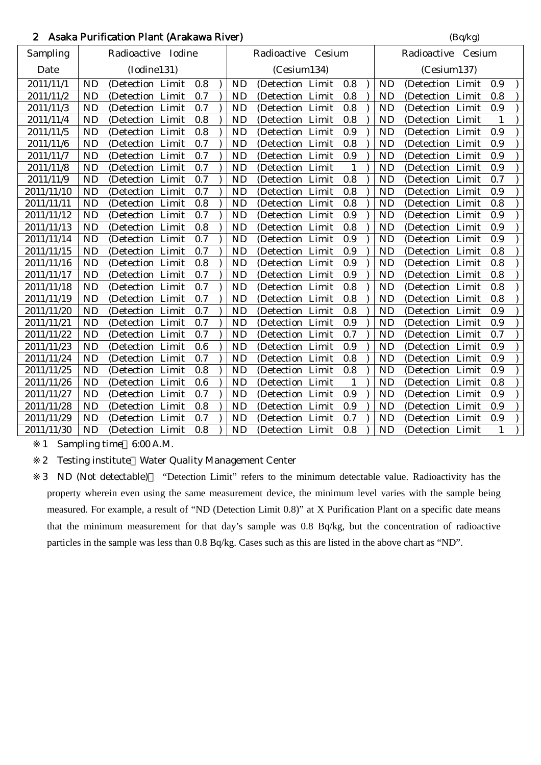## 2　Asaka Purification Plant (Arakawa River)

(Bq/kg)

| Sampling Date | Radioactive Iodine (Iodine131) | Radioactive Cesium (Cesium134) | Radioactive Cesium (Cesium137) |
|---|---|---|---|
| 2011/11/1 | ND (Detection Limit 0.8 ) | ND (Detection Limit 0.8 ) | ND (Detection Limit 0.9 ) |
| 2011/11/2 | ND (Detection Limit 0.7 ) | ND (Detection Limit 0.8 ) | ND (Detection Limit 0.8 ) |
| 2011/11/3 | ND (Detection Limit 0.7 ) | ND (Detection Limit 0.8 ) | ND (Detection Limit 0.9 ) |
| 2011/11/4 | ND (Detection Limit 0.8 ) | ND (Detection Limit 0.8 ) | ND (Detection Limit 1 ) |
| 2011/11/5 | ND (Detection Limit 0.8 ) | ND (Detection Limit 0.9 ) | ND (Detection Limit 0.9 ) |
| 2011/11/6 | ND (Detection Limit 0.7 ) | ND (Detection Limit 0.8 ) | ND (Detection Limit 0.9 ) |
| 2011/11/7 | ND (Detection Limit 0.7 ) | ND (Detection Limit 0.9 ) | ND (Detection Limit 0.9 ) |
| 2011/11/8 | ND (Detection Limit 0.7 ) | ND (Detection Limit 1 ) | ND (Detection Limit 0.9 ) |
| 2011/11/9 | ND (Detection Limit 0.7 ) | ND (Detection Limit 0.8 ) | ND (Detection Limit 0.7 ) |
| 2011/11/10 | ND (Detection Limit 0.7 ) | ND (Detection Limit 0.8 ) | ND (Detection Limit 0.9 ) |
| 2011/11/11 | ND (Detection Limit 0.8 ) | ND (Detection Limit 0.8 ) | ND (Detection Limit 0.8 ) |
| 2011/11/12 | ND (Detection Limit 0.7 ) | ND (Detection Limit 0.9 ) | ND (Detection Limit 0.9 ) |
| 2011/11/13 | ND (Detection Limit 0.8 ) | ND (Detection Limit 0.8 ) | ND (Detection Limit 0.9 ) |
| 2011/11/14 | ND (Detection Limit 0.7 ) | ND (Detection Limit 0.9 ) | ND (Detection Limit 0.9 ) |
| 2011/11/15 | ND (Detection Limit 0.7 ) | ND (Detection Limit 0.9 ) | ND (Detection Limit 0.8 ) |
| 2011/11/16 | ND (Detection Limit 0.8 ) | ND (Detection Limit 0.9 ) | ND (Detection Limit 0.8 ) |
| 2011/11/17 | ND (Detection Limit 0.7 ) | ND (Detection Limit 0.9 ) | ND (Detection Limit 0.8 ) |
| 2011/11/18 | ND (Detection Limit 0.7 ) | ND (Detection Limit 0.8 ) | ND (Detection Limit 0.8 ) |
| 2011/11/19 | ND (Detection Limit 0.7 ) | ND (Detection Limit 0.8 ) | ND (Detection Limit 0.8 ) |
| 2011/11/20 | ND (Detection Limit 0.7 ) | ND (Detection Limit 0.8 ) | ND (Detection Limit 0.9 ) |
| 2011/11/21 | ND (Detection Limit 0.7 ) | ND (Detection Limit 0.9 ) | ND (Detection Limit 0.9 ) |
| 2011/11/22 | ND (Detection Limit 0.7 ) | ND (Detection Limit 0.7 ) | ND (Detection Limit 0.7 ) |
| 2011/11/23 | ND (Detection Limit 0.6 ) | ND (Detection Limit 0.9 ) | ND (Detection Limit 0.9 ) |
| 2011/11/24 | ND (Detection Limit 0.7 ) | ND (Detection Limit 0.8 ) | ND (Detection Limit 0.9 ) |
| 2011/11/25 | ND (Detection Limit 0.8 ) | ND (Detection Limit 0.8 ) | ND (Detection Limit 0.9 ) |
| 2011/11/26 | ND (Detection Limit 0.6 ) | ND (Detection Limit 1 ) | ND (Detection Limit 0.8 ) |
| 2011/11/27 | ND (Detection Limit 0.7 ) | ND (Detection Limit 0.9 ) | ND (Detection Limit 0.9 ) |
| 2011/11/28 | ND (Detection Limit 0.8 ) | ND (Detection Limit 0.9 ) | ND (Detection Limit 0.9 ) |
| 2011/11/29 | ND (Detection Limit 0.7 ) | ND (Detection Limit 0.7 ) | ND (Detection Limit 0.9 ) |
| 2011/11/30 | ND (Detection Limit 0.8 ) | ND (Detection Limit 0.8 ) | ND (Detection Limit 1 ) |

※1　Sampling time　6:00 A.M.

※2　Testing institute　Water Quality Management Center

※3　ND (Not detectable)　"Detection Limit" refers to the minimum detectable value. Radioactivity has the property wherein even using the same measurement device, the minimum level varies with the sample being measured. For example, a result of "ND (Detection Limit 0.8)" at X Purification Plant on a specific date means that the minimum measurement for that day's sample was 0.8 Bq/kg, but the concentration of radioactive particles in the sample was less than 0.8 Bq/kg. Cases such as this are listed in the above chart as "ND".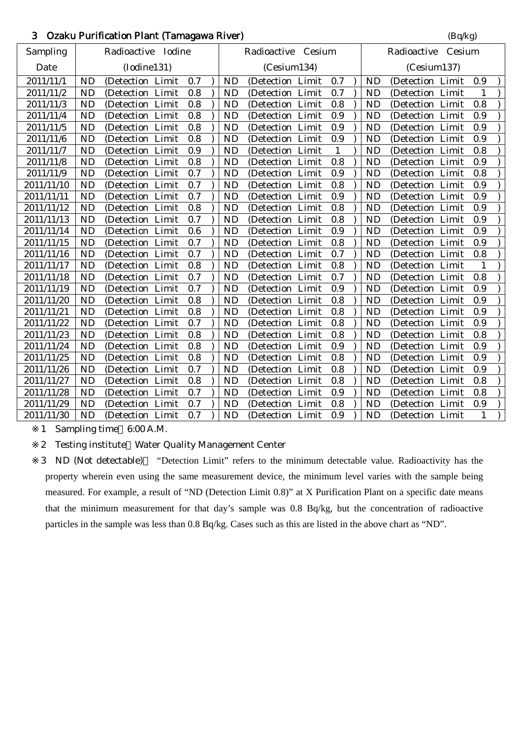## 3 Ozaku Purification Plant (Tamagawa River)

(Bq/kg)

| Sampling Date | Radioactive Iodine (Iodine131) | Radioactive Cesium (Cesium134) | Radioactive Cesium (Cesium137) |
|---|---|---|---|
| 2011/11/1 | ND (Detection Limit 0.7 ) | ND (Detection Limit 0.7 ) | ND (Detection Limit 0.9 ) |
| 2011/11/2 | ND (Detection Limit 0.8 ) | ND (Detection Limit 0.7 ) | ND (Detection Limit 1 ) |
| 2011/11/3 | ND (Detection Limit 0.8 ) | ND (Detection Limit 0.8 ) | ND (Detection Limit 0.8 ) |
| 2011/11/4 | ND (Detection Limit 0.8 ) | ND (Detection Limit 0.9 ) | ND (Detection Limit 0.9 ) |
| 2011/11/5 | ND (Detection Limit 0.8 ) | ND (Detection Limit 0.9 ) | ND (Detection Limit 0.9 ) |
| 2011/11/6 | ND (Detection Limit 0.8 ) | ND (Detection Limit 0.9 ) | ND (Detection Limit 0.9 ) |
| 2011/11/7 | ND (Detection Limit 0.9 ) | ND (Detection Limit 1 ) | ND (Detection Limit 0.8 ) |
| 2011/11/8 | ND (Detection Limit 0.8 ) | ND (Detection Limit 0.8 ) | ND (Detection Limit 0.9 ) |
| 2011/11/9 | ND (Detection Limit 0.7 ) | ND (Detection Limit 0.9 ) | ND (Detection Limit 0.8 ) |
| 2011/11/10 | ND (Detection Limit 0.7 ) | ND (Detection Limit 0.8 ) | ND (Detection Limit 0.9 ) |
| 2011/11/11 | ND (Detection Limit 0.7 ) | ND (Detection Limit 0.9 ) | ND (Detection Limit 0.9 ) |
| 2011/11/12 | ND (Detection Limit 0.8 ) | ND (Detection Limit 0.8 ) | ND (Detection Limit 0.9 ) |
| 2011/11/13 | ND (Detection Limit 0.7 ) | ND (Detection Limit 0.8 ) | ND (Detection Limit 0.9 ) |
| 2011/11/14 | ND (Detection Limit 0.6 ) | ND (Detection Limit 0.9 ) | ND (Detection Limit 0.9 ) |
| 2011/11/15 | ND (Detection Limit 0.7 ) | ND (Detection Limit 0.8 ) | ND (Detection Limit 0.9 ) |
| 2011/11/16 | ND (Detection Limit 0.7 ) | ND (Detection Limit 0.7 ) | ND (Detection Limit 0.8 ) |
| 2011/11/17 | ND (Detection Limit 0.8 ) | ND (Detection Limit 0.8 ) | ND (Detection Limit 1 ) |
| 2011/11/18 | ND (Detection Limit 0.7 ) | ND (Detection Limit 0.7 ) | ND (Detection Limit 0.8 ) |
| 2011/11/19 | ND (Detection Limit 0.7 ) | ND (Detection Limit 0.9 ) | ND (Detection Limit 0.9 ) |
| 2011/11/20 | ND (Detection Limit 0.8 ) | ND (Detection Limit 0.8 ) | ND (Detection Limit 0.9 ) |
| 2011/11/21 | ND (Detection Limit 0.8 ) | ND (Detection Limit 0.8 ) | ND (Detection Limit 0.9 ) |
| 2011/11/22 | ND (Detection Limit 0.7 ) | ND (Detection Limit 0.8 ) | ND (Detection Limit 0.9 ) |
| 2011/11/23 | ND (Detection Limit 0.8 ) | ND (Detection Limit 0.8 ) | ND (Detection Limit 0.8 ) |
| 2011/11/24 | ND (Detection Limit 0.8 ) | ND (Detection Limit 0.9 ) | ND (Detection Limit 0.9 ) |
| 2011/11/25 | ND (Detection Limit 0.8 ) | ND (Detection Limit 0.8 ) | ND (Detection Limit 0.9 ) |
| 2011/11/26 | ND (Detection Limit 0.7 ) | ND (Detection Limit 0.8 ) | ND (Detection Limit 0.9 ) |
| 2011/11/27 | ND (Detection Limit 0.8 ) | ND (Detection Limit 0.8 ) | ND (Detection Limit 0.8 ) |
| 2011/11/28 | ND (Detection Limit 0.7 ) | ND (Detection Limit 0.9 ) | ND (Detection Limit 0.8 ) |
| 2011/11/29 | ND (Detection Limit 0.7 ) | ND (Detection Limit 0.8 ) | ND (Detection Limit 0.9 ) |
| 2011/11/30 | ND (Detection Limit 0.7 ) | ND (Detection Limit 0.9 ) | ND (Detection Limit 1 ) |

※1 Sampling time：6:00 A.M.

※2 Testing institute：Water Quality Management Center

※3 ND (Not detectable)： "Detection Limit" refers to the minimum detectable value. Radioactivity has the property wherein even using the same measurement device, the minimum level varies with the sample being measured. For example, a result of "ND (Detection Limit 0.8)" at X Purification Plant on a specific date means that the minimum measurement for that day's sample was 0.8 Bq/kg, but the concentration of radioactive particles in the sample was less than 0.8 Bq/kg. Cases such as this are listed in the above chart as "ND".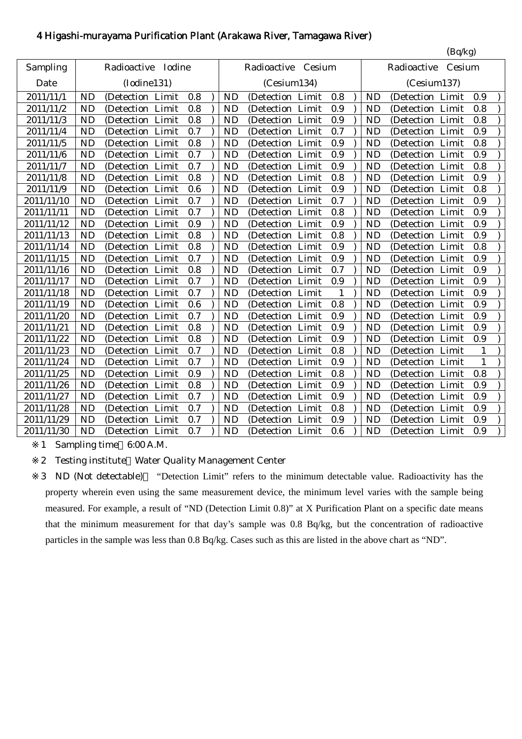## 4 Higashi-murayama Purification Plant (Arakawa River, Tamagawa River)

(Bq/kg)

| Sampling Date | Radioactive Iodine (Iodine131) | Radioactive Cesium (Cesium134) | Radioactive Cesium (Cesium137) |
|---|---|---|---|
| 2011/11/1 | ND (Detection Limit 0.8 ) | ND (Detection Limit 0.8 ) | ND (Detection Limit 0.9 ) |
| 2011/11/2 | ND (Detection Limit 0.8 ) | ND (Detection Limit 0.9 ) | ND (Detection Limit 0.8 ) |
| 2011/11/3 | ND (Detection Limit 0.8 ) | ND (Detection Limit 0.9 ) | ND (Detection Limit 0.8 ) |
| 2011/11/4 | ND (Detection Limit 0.7 ) | ND (Detection Limit 0.7 ) | ND (Detection Limit 0.9 ) |
| 2011/11/5 | ND (Detection Limit 0.8 ) | ND (Detection Limit 0.9 ) | ND (Detection Limit 0.8 ) |
| 2011/11/6 | ND (Detection Limit 0.7 ) | ND (Detection Limit 0.9 ) | ND (Detection Limit 0.9 ) |
| 2011/11/7 | ND (Detection Limit 0.7 ) | ND (Detection Limit 0.9 ) | ND (Detection Limit 0.8 ) |
| 2011/11/8 | ND (Detection Limit 0.8 ) | ND (Detection Limit 0.8 ) | ND (Detection Limit 0.9 ) |
| 2011/11/9 | ND (Detection Limit 0.6 ) | ND (Detection Limit 0.9 ) | ND (Detection Limit 0.8 ) |
| 2011/11/10 | ND (Detection Limit 0.7 ) | ND (Detection Limit 0.7 ) | ND (Detection Limit 0.9 ) |
| 2011/11/11 | ND (Detection Limit 0.7 ) | ND (Detection Limit 0.8 ) | ND (Detection Limit 0.9 ) |
| 2011/11/12 | ND (Detection Limit 0.9 ) | ND (Detection Limit 0.9 ) | ND (Detection Limit 0.9 ) |
| 2011/11/13 | ND (Detection Limit 0.8 ) | ND (Detection Limit 0.8 ) | ND (Detection Limit 0.9 ) |
| 2011/11/14 | ND (Detection Limit 0.8 ) | ND (Detection Limit 0.9 ) | ND (Detection Limit 0.8 ) |
| 2011/11/15 | ND (Detection Limit 0.7 ) | ND (Detection Limit 0.9 ) | ND (Detection Limit 0.9 ) |
| 2011/11/16 | ND (Detection Limit 0.8 ) | ND (Detection Limit 0.7 ) | ND (Detection Limit 0.9 ) |
| 2011/11/17 | ND (Detection Limit 0.7 ) | ND (Detection Limit 0.9 ) | ND (Detection Limit 0.9 ) |
| 2011/11/18 | ND (Detection Limit 0.7 ) | ND (Detection Limit 1 ) | ND (Detection Limit 0.9 ) |
| 2011/11/19 | ND (Detection Limit 0.6 ) | ND (Detection Limit 0.8 ) | ND (Detection Limit 0.9 ) |
| 2011/11/20 | ND (Detection Limit 0.7 ) | ND (Detection Limit 0.9 ) | ND (Detection Limit 0.9 ) |
| 2011/11/21 | ND (Detection Limit 0.8 ) | ND (Detection Limit 0.9 ) | ND (Detection Limit 0.9 ) |
| 2011/11/22 | ND (Detection Limit 0.8 ) | ND (Detection Limit 0.9 ) | ND (Detection Limit 0.9 ) |
| 2011/11/23 | ND (Detection Limit 0.7 ) | ND (Detection Limit 0.8 ) | ND (Detection Limit 1 ) |
| 2011/11/24 | ND (Detection Limit 0.7 ) | ND (Detection Limit 0.9 ) | ND (Detection Limit 1 ) |
| 2011/11/25 | ND (Detection Limit 0.9 ) | ND (Detection Limit 0.8 ) | ND (Detection Limit 0.8 ) |
| 2011/11/26 | ND (Detection Limit 0.8 ) | ND (Detection Limit 0.9 ) | ND (Detection Limit 0.9 ) |
| 2011/11/27 | ND (Detection Limit 0.7 ) | ND (Detection Limit 0.9 ) | ND (Detection Limit 0.9 ) |
| 2011/11/28 | ND (Detection Limit 0.7 ) | ND (Detection Limit 0.8 ) | ND (Detection Limit 0.9 ) |
| 2011/11/29 | ND (Detection Limit 0.7 ) | ND (Detection Limit 0.9 ) | ND (Detection Limit 0.9 ) |
| 2011/11/30 | ND (Detection Limit 0.7 ) | ND (Detection Limit 0.6 ) | ND (Detection Limit 0.9 ) |

※1 Sampling time 6:00 A.M.

※2 Testing institute Water Quality Management Center

※3 ND (Not detectable) "Detection Limit" refers to the minimum detectable value. Radioactivity has the property wherein even using the same measurement device, the minimum level varies with the sample being measured. For example, a result of "ND (Detection Limit 0.8)" at X Purification Plant on a specific date means that the minimum measurement for that day's sample was 0.8 Bq/kg, but the concentration of radioactive particles in the sample was less than 0.8 Bq/kg. Cases such as this are listed in the above chart as "ND".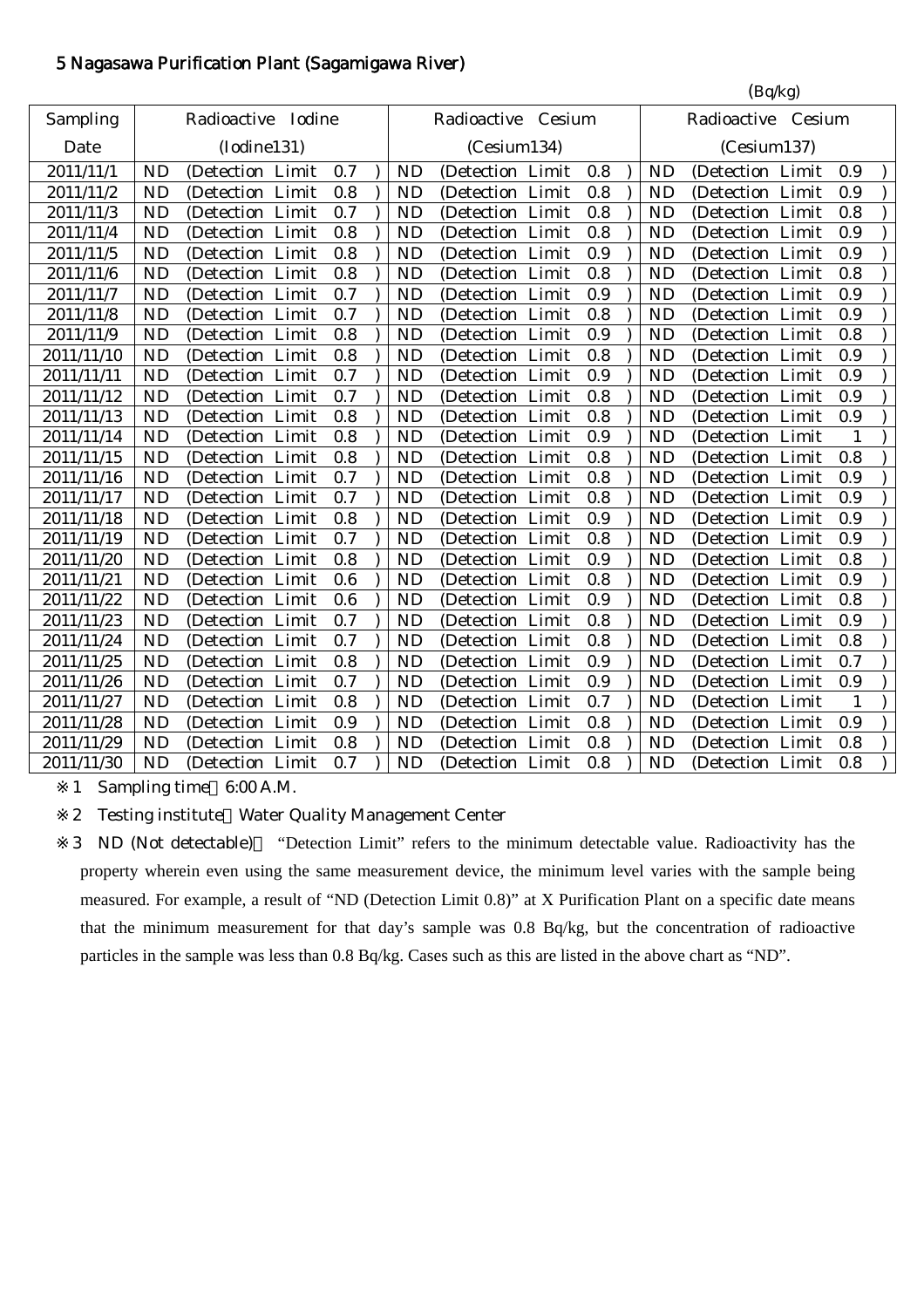## 5 Nagasawa Purification Plant (Sagamigawa River)

(Bq/kg)

| Sampling Date | Radioactive Iodine (Iodine131) | Radioactive Cesium (Cesium134) | Radioactive Cesium (Cesium137) |
|---|---|---|---|
| 2011/11/1 | ND (Detection Limit 0.7) | ND (Detection Limit 0.8) | ND (Detection Limit 0.9) |
| 2011/11/2 | ND (Detection Limit 0.8) | ND (Detection Limit 0.8) | ND (Detection Limit 0.9) |
| 2011/11/3 | ND (Detection Limit 0.7) | ND (Detection Limit 0.8) | ND (Detection Limit 0.8) |
| 2011/11/4 | ND (Detection Limit 0.8) | ND (Detection Limit 0.8) | ND (Detection Limit 0.9) |
| 2011/11/5 | ND (Detection Limit 0.8) | ND (Detection Limit 0.9) | ND (Detection Limit 0.9) |
| 2011/11/6 | ND (Detection Limit 0.8) | ND (Detection Limit 0.8) | ND (Detection Limit 0.8) |
| 2011/11/7 | ND (Detection Limit 0.7) | ND (Detection Limit 0.9) | ND (Detection Limit 0.9) |
| 2011/11/8 | ND (Detection Limit 0.7) | ND (Detection Limit 0.8) | ND (Detection Limit 0.9) |
| 2011/11/9 | ND (Detection Limit 0.8) | ND (Detection Limit 0.9) | ND (Detection Limit 0.8) |
| 2011/11/10 | ND (Detection Limit 0.8) | ND (Detection Limit 0.8) | ND (Detection Limit 0.9) |
| 2011/11/11 | ND (Detection Limit 0.7) | ND (Detection Limit 0.9) | ND (Detection Limit 0.9) |
| 2011/11/12 | ND (Detection Limit 0.7) | ND (Detection Limit 0.8) | ND (Detection Limit 0.9) |
| 2011/11/13 | ND (Detection Limit 0.8) | ND (Detection Limit 0.8) | ND (Detection Limit 0.9) |
| 2011/11/14 | ND (Detection Limit 0.8) | ND (Detection Limit 0.9) | ND (Detection Limit 1) |
| 2011/11/15 | ND (Detection Limit 0.8) | ND (Detection Limit 0.8) | ND (Detection Limit 0.8) |
| 2011/11/16 | ND (Detection Limit 0.7) | ND (Detection Limit 0.8) | ND (Detection Limit 0.9) |
| 2011/11/17 | ND (Detection Limit 0.7) | ND (Detection Limit 0.8) | ND (Detection Limit 0.9) |
| 2011/11/18 | ND (Detection Limit 0.8) | ND (Detection Limit 0.9) | ND (Detection Limit 0.9) |
| 2011/11/19 | ND (Detection Limit 0.7) | ND (Detection Limit 0.8) | ND (Detection Limit 0.9) |
| 2011/11/20 | ND (Detection Limit 0.8) | ND (Detection Limit 0.9) | ND (Detection Limit 0.8) |
| 2011/11/21 | ND (Detection Limit 0.6) | ND (Detection Limit 0.8) | ND (Detection Limit 0.9) |
| 2011/11/22 | ND (Detection Limit 0.6) | ND (Detection Limit 0.9) | ND (Detection Limit 0.8) |
| 2011/11/23 | ND (Detection Limit 0.7) | ND (Detection Limit 0.8) | ND (Detection Limit 0.9) |
| 2011/11/24 | ND (Detection Limit 0.7) | ND (Detection Limit 0.8) | ND (Detection Limit 0.8) |
| 2011/11/25 | ND (Detection Limit 0.8) | ND (Detection Limit 0.9) | ND (Detection Limit 0.7) |
| 2011/11/26 | ND (Detection Limit 0.7) | ND (Detection Limit 0.9) | ND (Detection Limit 0.9) |
| 2011/11/27 | ND (Detection Limit 0.8) | ND (Detection Limit 0.7) | ND (Detection Limit 1) |
| 2011/11/28 | ND (Detection Limit 0.9) | ND (Detection Limit 0.8) | ND (Detection Limit 0.9) |
| 2011/11/29 | ND (Detection Limit 0.8) | ND (Detection Limit 0.8) | ND (Detection Limit 0.8) |
| 2011/11/30 | ND (Detection Limit 0.7) | ND (Detection Limit 0.8) | ND (Detection Limit 0.8) |

※1 Sampling time：6:00 A.M.

※2 Testing institute：Water Quality Management Center

※3 ND (Not detectable)： "Detection Limit" refers to the minimum detectable value. Radioactivity has the property wherein even using the same measurement device, the minimum level varies with the sample being measured. For example, a result of "ND (Detection Limit 0.8)" at X Purification Plant on a specific date means that the minimum measurement for that day's sample was 0.8 Bq/kg, but the concentration of radioactive particles in the sample was less than 0.8 Bq/kg. Cases such as this are listed in the above chart as "ND".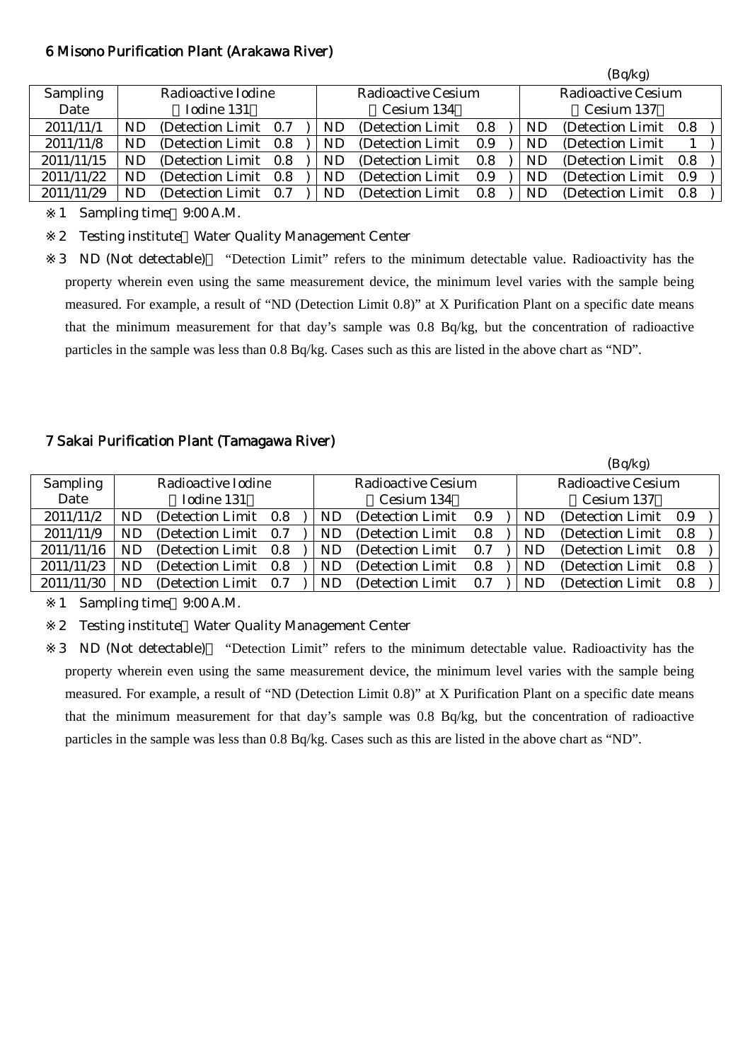## 6 Misono Purification Plant (Arakawa River)

(Bq/kg)

| Sampling Date | Radioactive Iodine (Iodine 131) | Radioactive Cesium (Cesium 134) | Radioactive Cesium (Cesium 137) |
|---|---|---|---|
| 2011/11/1 | ND (Detection Limit 0.7) | ND (Detection Limit 0.8) | ND (Detection Limit 0.8) |
| 2011/11/8 | ND (Detection Limit 0.8) | ND (Detection Limit 0.9) | ND (Detection Limit 1) |
| 2011/11/15 | ND (Detection Limit 0.8) | ND (Detection Limit 0.8) | ND (Detection Limit 0.8) |
| 2011/11/22 | ND (Detection Limit 0.8) | ND (Detection Limit 0.9) | ND (Detection Limit 0.9) |
| 2011/11/29 | ND (Detection Limit 0.7) | ND (Detection Limit 0.8) | ND (Detection Limit 0.8) |

※1 Sampling time 9:00 A.M.

※2 Testing institute Water Quality Management Center

※3 ND (Not detectable) "Detection Limit" refers to the minimum detectable value. Radioactivity has the property wherein even using the same measurement device, the minimum level varies with the sample being measured. For example, a result of "ND (Detection Limit 0.8)" at X Purification Plant on a specific date means that the minimum measurement for that day's sample was 0.8 Bq/kg, but the concentration of radioactive particles in the sample was less than 0.8 Bq/kg. Cases such as this are listed in the above chart as "ND".

## 7 Sakai Purification Plant (Tamagawa River)

(Bq/kg)

| Sampling Date | Radioactive Iodine (Iodine 131) | Radioactive Cesium (Cesium 134) | Radioactive Cesium (Cesium 137) |
|---|---|---|---|
| 2011/11/2 | ND (Detection Limit 0.8) | ND (Detection Limit 0.9) | ND (Detection Limit 0.9) |
| 2011/11/9 | ND (Detection Limit 0.7) | ND (Detection Limit 0.8) | ND (Detection Limit 0.8) |
| 2011/11/16 | ND (Detection Limit 0.8) | ND (Detection Limit 0.7) | ND (Detection Limit 0.8) |
| 2011/11/23 | ND (Detection Limit 0.8) | ND (Detection Limit 0.8) | ND (Detection Limit 0.8) |
| 2011/11/30 | ND (Detection Limit 0.7) | ND (Detection Limit 0.7) | ND (Detection Limit 0.8) |

※1 Sampling time 9:00 A.M.

※2 Testing institute Water Quality Management Center

※3 ND (Not detectable) "Detection Limit" refers to the minimum detectable value. Radioactivity has the property wherein even using the same measurement device, the minimum level varies with the sample being measured. For example, a result of "ND (Detection Limit 0.8)" at X Purification Plant on a specific date means that the minimum measurement for that day's sample was 0.8 Bq/kg, but the concentration of radioactive particles in the sample was less than 0.8 Bq/kg. Cases such as this are listed in the above chart as "ND".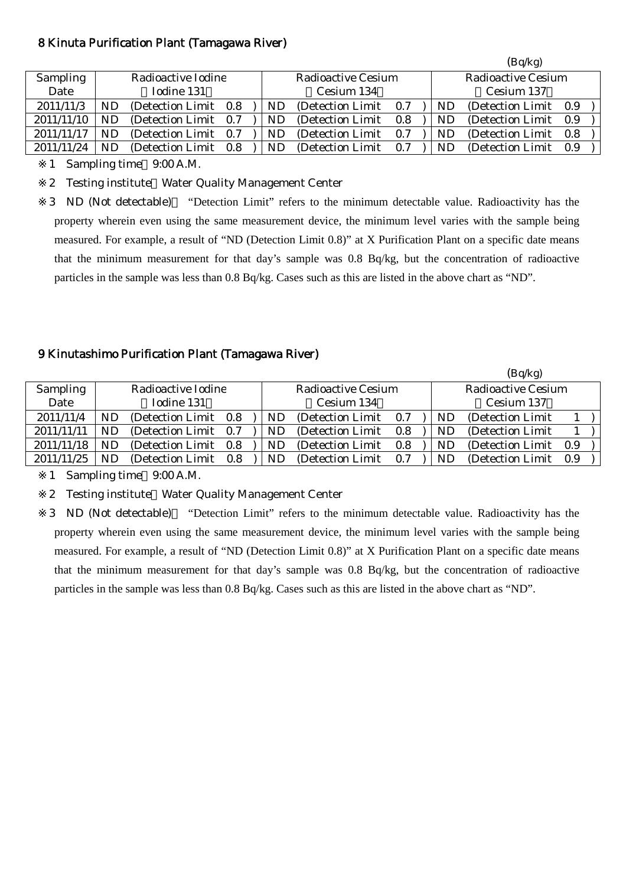## 8 Kinuta Purification Plant (Tamagawa River)

(Bq/kg)

| Sampling Date | Radioactive Iodine (Iodine 131) | Radioactive Cesium (Cesium 134) | Radioactive Cesium (Cesium 137) |
|---|---|---|---|
| 2011/11/3 | ND (Detection Limit 0.8 ) | ND (Detection Limit 0.7 ) | ND (Detection Limit 0.9 ) |
| 2011/11/10 | ND (Detection Limit 0.7 ) | ND (Detection Limit 0.8 ) | ND (Detection Limit 0.9 ) |
| 2011/11/17 | ND (Detection Limit 0.7 ) | ND (Detection Limit 0.7 ) | ND (Detection Limit 0.8 ) |
| 2011/11/24 | ND (Detection Limit 0.8 ) | ND (Detection Limit 0.7 ) | ND (Detection Limit 0.9 ) |

※1 Sampling time 9:00 A.M.

※2 Testing institute Water Quality Management Center

※3 ND (Not detectable) "Detection Limit" refers to the minimum detectable value. Radioactivity has the property wherein even using the same measurement device, the minimum level varies with the sample being measured. For example, a result of "ND (Detection Limit 0.8)" at X Purification Plant on a specific date means that the minimum measurement for that day's sample was 0.8 Bq/kg, but the concentration of radioactive particles in the sample was less than 0.8 Bq/kg. Cases such as this are listed in the above chart as "ND".

## 9 Kinutashimo Purification Plant (Tamagawa River)

(Bq/kg)

| Sampling Date | Radioactive Iodine (Iodine 131) | Radioactive Cesium (Cesium 134) | Radioactive Cesium (Cesium 137) |
|---|---|---|---|
| 2011/11/4 | ND (Detection Limit 0.8 ) | ND (Detection Limit 0.7 ) | ND (Detection Limit 1 ) |
| 2011/11/11 | ND (Detection Limit 0.7 ) | ND (Detection Limit 0.8 ) | ND (Detection Limit 1 ) |
| 2011/11/18 | ND (Detection Limit 0.8 ) | ND (Detection Limit 0.8 ) | ND (Detection Limit 0.9 ) |
| 2011/11/25 | ND (Detection Limit 0.8 ) | ND (Detection Limit 0.7 ) | ND (Detection Limit 0.9 ) |

※1 Sampling time 9:00 A.M.

※2 Testing institute Water Quality Management Center

※3 ND (Not detectable) "Detection Limit" refers to the minimum detectable value. Radioactivity has the property wherein even using the same measurement device, the minimum level varies with the sample being measured. For example, a result of "ND (Detection Limit 0.8)" at X Purification Plant on a specific date means that the minimum measurement for that day's sample was 0.8 Bq/kg, but the concentration of radioactive particles in the sample was less than 0.8 Bq/kg. Cases such as this are listed in the above chart as "ND".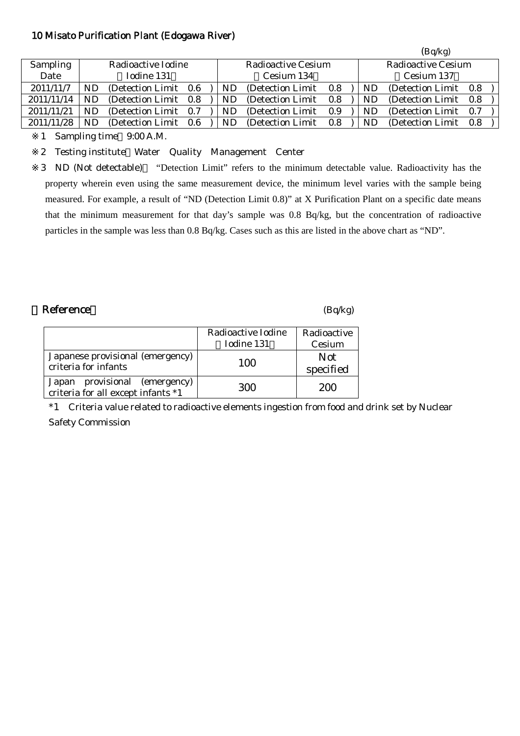## 10 Misato Purification Plant (Edogawa River)

(Bq/kg)

| Sampling Date | Radioactive Iodine (Iodine 131) | Radioactive Cesium (Cesium 134) | Radioactive Cesium (Cesium 137) |
|---|---|---|---|
| 2011/11/7 | ND (Detection Limit 0.6 ) | ND (Detection Limit 0.8 ) | ND (Detection Limit 0.8 ) |
| 2011/11/14 | ND (Detection Limit 0.8 ) | ND (Detection Limit 0.8 ) | ND (Detection Limit 0.8 ) |
| 2011/11/21 | ND (Detection Limit 0.7 ) | ND (Detection Limit 0.9 ) | ND (Detection Limit 0.7 ) |
| 2011/11/28 | ND (Detection Limit 0.6 ) | ND (Detection Limit 0.8 ) | ND (Detection Limit 0.8 ) |

※1 Sampling time 9:00 A.M.

※2 Testing institute Water Quality Management Center

※3 ND (Not detectable) "Detection Limit" refers to the minimum detectable value. Radioactivity has the property wherein even using the same measurement device, the minimum level varies with the sample being measured. For example, a result of "ND (Detection Limit 0.8)" at X Purification Plant on a specific date means that the minimum measurement for that day's sample was 0.8 Bq/kg, but the concentration of radioactive particles in the sample was less than 0.8 Bq/kg. Cases such as this are listed in the above chart as "ND".

**Reference**

(Bq/kg)

| | Radioactive Iodine (Iodine 131) | Radioactive Cesium |
|---|---|---|
| Japanese provisional (emergency) criteria for infants | 100 | Not specified |
| Japan provisional (emergency) criteria for all except infants *1 | 300 | 200 |

*1 Criteria value related to radioactive elements ingestion from food and drink set by Nuclear Safety Commission